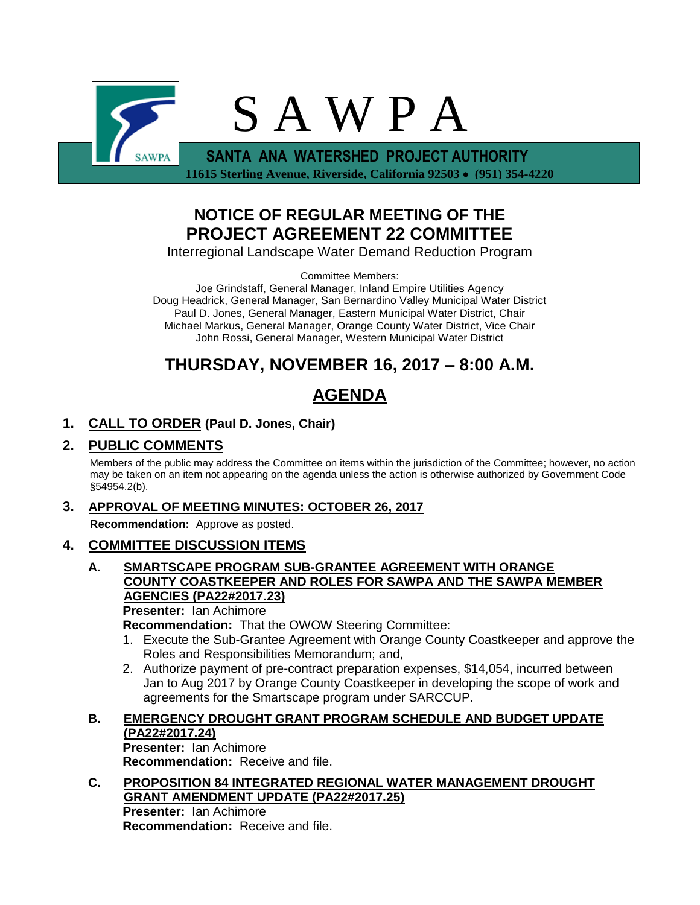# S A W P A

**SANTA ANA WATERSHED PROJECT AUTHORITY**

**11615 Sterling Avenue, Riverside, California 92503 • (951) 354-4220**

## NOTICE OF REGULAR MEETING OF THE PROJECT AGREEMENT 22 COMMITTEE

Interregional Landscape Water Demand Reduction Program

Committee Members:
Joe Grindstaff, General Manager, Inland Empire Utilities Agency
Doug Headrick, General Manager, San Bernardino Valley Municipal Water District
Paul D. Jones, General Manager, Eastern Municipal Water District, Chair
Michael Markus, General Manager, Orange County Water District, Vice Chair
John Rossi, General Manager, Western Municipal Water District

## THURSDAY, NOVEMBER 16, 2017 – 8:00 A.M.

## AGENDA

### 1. CALL TO ORDER (Paul D. Jones, Chair)

### 2. PUBLIC COMMENTS

Members of the public may address the Committee on items within the jurisdiction of the Committee; however, no action may be taken on an item not appearing on the agenda unless the action is otherwise authorized by Government Code §54954.2(b).

### 3. APPROVAL OF MEETING MINUTES: OCTOBER 26, 2017

**Recommendation:** Approve as posted.

### 4. COMMITTEE DISCUSSION ITEMS

**A. SMARTSCAPE PROGRAM SUB-GRANTEE AGREEMENT WITH ORANGE COUNTY COASTKEEPER AND ROLES FOR SAWPA AND THE SAWPA MEMBER AGENCIES (PA22#2017.23)**

**Presenter:** Ian Achimore
**Recommendation:** That the OWOW Steering Committee:

1. Execute the Sub-Grantee Agreement with Orange County Coastkeeper and approve the Roles and Responsibilities Memorandum; and,
2. Authorize payment of pre-contract preparation expenses, $14,054, incurred between Jan to Aug 2017 by Orange County Coastkeeper in developing the scope of work and agreements for the Smartscape program under SARCCUP.

**B. EMERGENCY DROUGHT GRANT PROGRAM SCHEDULE AND BUDGET UPDATE (PA22#2017.24)**

**Presenter:** Ian Achimore
**Recommendation:** Receive and file.

**C. PROPOSITION 84 INTEGRATED REGIONAL WATER MANAGEMENT DROUGHT GRANT AMENDMENT UPDATE (PA22#2017.25)**

**Presenter:** Ian Achimore
**Recommendation:** Receive and file.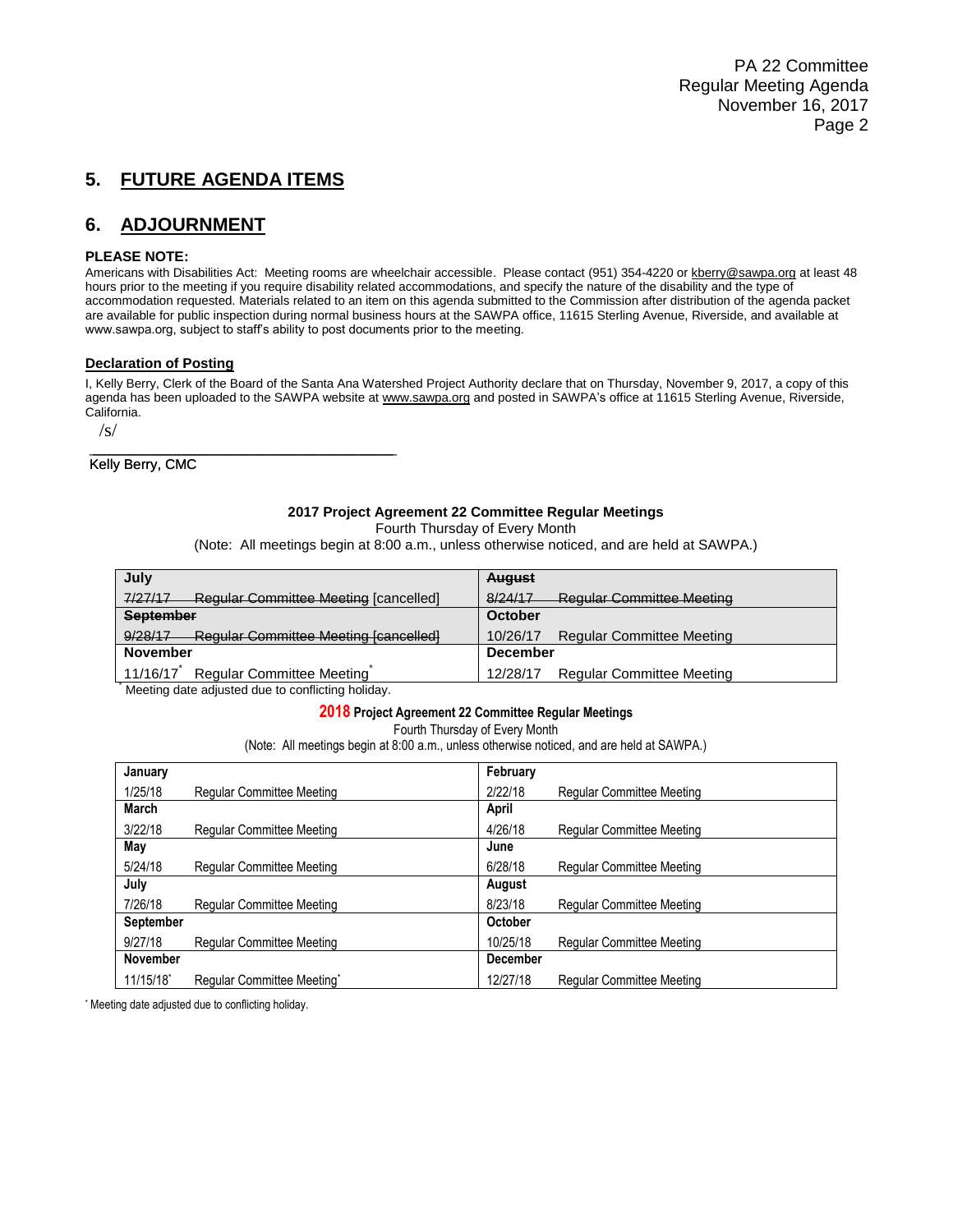## 5. FUTURE AGENDA ITEMS

## 6. ADJOURNMENT

**PLEASE NOTE:**
Americans with Disabilities Act: Meeting rooms are wheelchair accessible. Please contact (951) 354-4220 or kberry@sawpa.org at least 48 hours prior to the meeting if you require disability related accommodations, and specify the nature of the disability and the type of accommodation requested. Materials related to an item on this agenda submitted to the Commission after distribution of the agenda packet are available for public inspection during normal business hours at the SAWPA office, 11615 Sterling Avenue, Riverside, and available at www.sawpa.org, subject to staff's ability to post documents prior to the meeting.

**Declaration of Posting**

I, Kelly Berry, Clerk of the Board of the Santa Ana Watershed Project Authority declare that on Thursday, November 9, 2017, a copy of this agenda has been uploaded to the SAWPA website at www.sawpa.org and posted in SAWPA's office at 11615 Sterling Avenue, Riverside, California.

/s/

___________________________________

Kelly Berry, CMC

**2017 Project Agreement 22 Committee Regular Meetings**

Fourth Thursday of Every Month

(Note: All meetings begin at 8:00 a.m., unless otherwise noticed, and are held at SAWPA.)

| | |
|---|---|
| **July** | ~~**August**~~ |
| ~~7/27/17 Regular Committee Meeting~~ [cancelled] | ~~8/24/17 Regular Committee Meeting~~ |
| ~~**September**~~ | **October** |
| ~~9/28/17 Regular Committee Meeting [cancelled]~~ | 10/26/17 Regular Committee Meeting |
| **November** | **December** |
| 11/16/17* Regular Committee Meeting* | 12/28/17 Regular Committee Meeting |

\* Meeting date adjusted due to conflicting holiday.

**2018 Project Agreement 22 Committee Regular Meetings**

Fourth Thursday of Every Month

(Note: All meetings begin at 8:00 a.m., unless otherwise noticed, and are held at SAWPA.)

| | |
|---|---|
| **January** | **February** |
| 1/25/18 Regular Committee Meeting | 2/22/18 Regular Committee Meeting |
| **March** | **April** |
| 3/22/18 Regular Committee Meeting | 4/26/18 Regular Committee Meeting |
| **May** | **June** |
| 5/24/18 Regular Committee Meeting | 6/28/18 Regular Committee Meeting |
| **July** | **August** |
| 7/26/18 Regular Committee Meeting | 8/23/18 Regular Committee Meeting |
| **September** | **October** |
| 9/27/18 Regular Committee Meeting | 10/25/18 Regular Committee Meeting |
| **November** | **December** |
| 11/15/18* Regular Committee Meeting* | 12/27/18 Regular Committee Meeting |

\* Meeting date adjusted due to conflicting holiday.